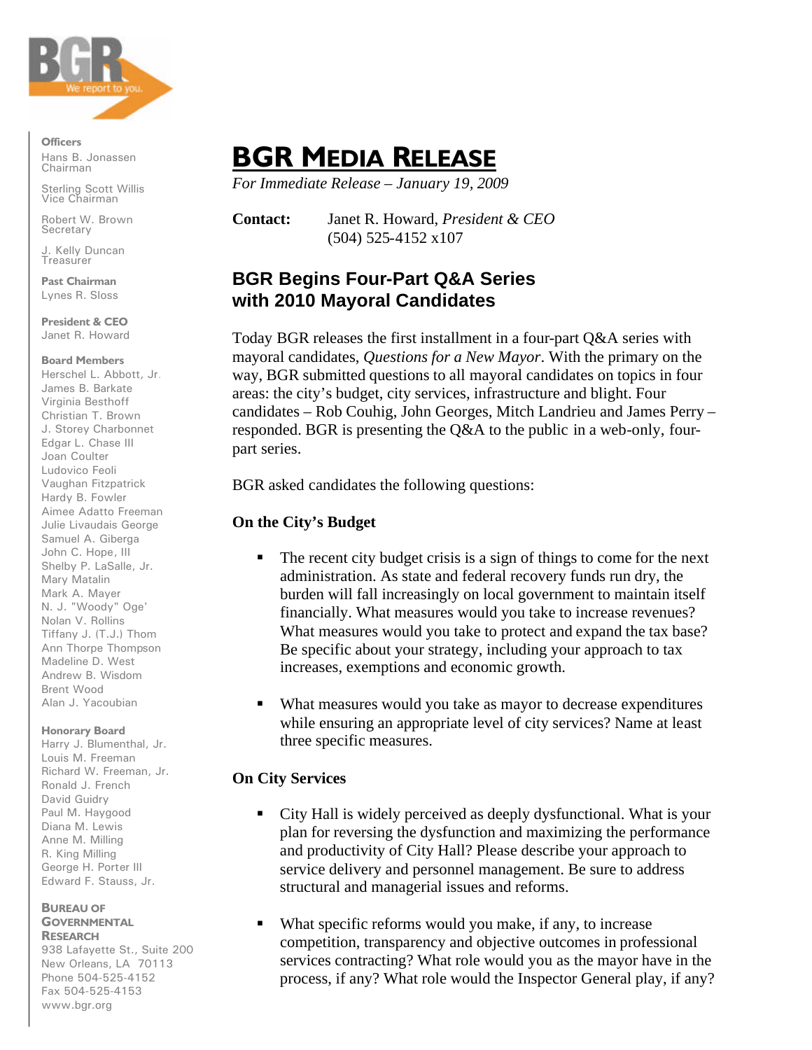BGR
We report to you.

**Officers**
Hans B. Jonassen
Chairman

Sterling Scott Willis
Vice Chairman

Robert W. Brown
Secretary

J. Kelly Duncan
Treasurer

**Past Chairman**
Lynes R. Sloss

**President & CEO**
Janet R. Howard

**Board Members**
Herschel L. Abbott, Jr.
James B. Barkate
Virginia Besthoff
Christian T. Brown
J. Storey Charbonnet
Edgar L. Chase III
Joan Coulter
Ludovico Feoli
Vaughan Fitzpatrick
Hardy B. Fowler
Aimee Adatto Freeman
Julie Livaudais George
Samuel A. Giberga
John C. Hope, III
Shelby P. LaSalle, Jr.
Mary Matalin
Mark A. Mayer
N. J. "Woody" Oge'
Nolan V. Rollins
Tiffany J. (T.J.) Thom
Ann Thorpe Thompson
Madeline D. West
Andrew B. Wisdom
Brent Wood
Alan J. Yacoubian

**Honorary Board**
Harry J. Blumenthal, Jr.
Louis M. Freeman
Richard W. Freeman, Jr.
Ronald J. French
David Guidry
Paul M. Haygood
Diana M. Lewis
Anne M. Milling
R. King Milling
George H. Porter III
Edward F. Stauss, Jr.

**BUREAU OF GOVERNMENTAL RESEARCH**
938 Lafayette St., Suite 200
New Orleans, LA 70113
Phone 504-525-4152
Fax 504-525-4153
www.bgr.org

# BGR MEDIA RELEASE

*For Immediate Release – January 19, 2009*

**Contact:** Janet R. Howard, *President & CEO*
(504) 525-4152 x107

## BGR Begins Four-Part Q&A Series with 2010 Mayoral Candidates

Today BGR releases the first installment in a four-part Q&A series with mayoral candidates, *Questions for a New Mayor*. With the primary on the way, BGR submitted questions to all mayoral candidates on topics in four areas: the city's budget, city services, infrastructure and blight. Four candidates – Rob Couhig, John Georges, Mitch Landrieu and James Perry – responded. BGR is presenting the Q&A to the public in a web-only, four-part series.

BGR asked candidates the following questions:

**On the City's Budget**

- The recent city budget crisis is a sign of things to come for the next administration. As state and federal recovery funds run dry, the burden will fall increasingly on local government to maintain itself financially. What measures would you take to increase revenues? What measures would you take to protect and expand the tax base? Be specific about your strategy, including your approach to tax increases, exemptions and economic growth.

- What measures would you take as mayor to decrease expenditures while ensuring an appropriate level of city services? Name at least three specific measures.

**On City Services**

- City Hall is widely perceived as deeply dysfunctional. What is your plan for reversing the dysfunction and maximizing the performance and productivity of City Hall? Please describe your approach to service delivery and personnel management. Be sure to address structural and managerial issues and reforms.

- What specific reforms would you make, if any, to increase competition, transparency and objective outcomes in professional services contracting? What role would you as the mayor have in the process, if any? What role would the Inspector General play, if any?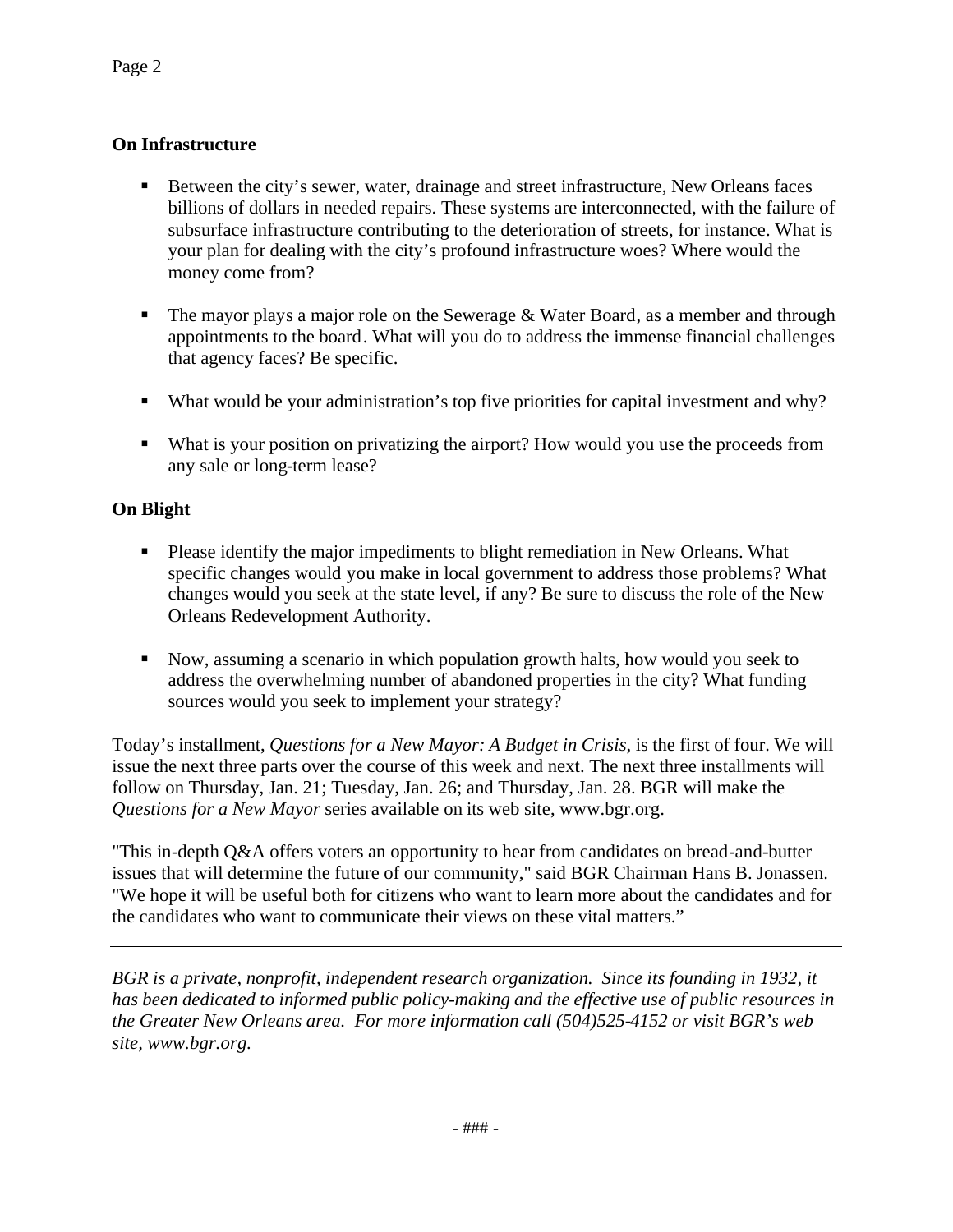**On Infrastructure**

- Between the city's sewer, water, drainage and street infrastructure, New Orleans faces billions of dollars in needed repairs. These systems are interconnected, with the failure of subsurface infrastructure contributing to the deterioration of streets, for instance. What is your plan for dealing with the city's profound infrastructure woes? Where would the money come from?

- The mayor plays a major role on the Sewerage & Water Board, as a member and through appointments to the board. What will you do to address the immense financial challenges that agency faces? Be specific.

- What would be your administration's top five priorities for capital investment and why?

- What is your position on privatizing the airport? How would you use the proceeds from any sale or long-term lease?

**On Blight**

- Please identify the major impediments to blight remediation in New Orleans. What specific changes would you make in local government to address those problems? What changes would you seek at the state level, if any? Be sure to discuss the role of the New Orleans Redevelopment Authority.

- Now, assuming a scenario in which population growth halts, how would you seek to address the overwhelming number of abandoned properties in the city? What funding sources would you seek to implement your strategy?

Today's installment, *Questions for a New Mayor: A Budget in Crisis*, is the first of four. We will issue the next three parts over the course of this week and next. The next three installments will follow on Thursday, Jan. 21; Tuesday, Jan. 26; and Thursday, Jan. 28. BGR will make the *Questions for a New Mayor* series available on its web site, www.bgr.org.

"This in-depth Q&A offers voters an opportunity to hear from candidates on bread-and-butter issues that will determine the future of our community," said BGR Chairman Hans B. Jonassen. "We hope it will be useful both for citizens who want to learn more about the candidates and for the candidates who want to communicate their views on these vital matters."

---

*BGR is a private, nonprofit, independent research organization. Since its founding in 1932, it has been dedicated to informed public policy-making and the effective use of public resources in the Greater New Orleans area. For more information call (504)525-4152 or visit BGR's web site, www.bgr.org.*

- ### -